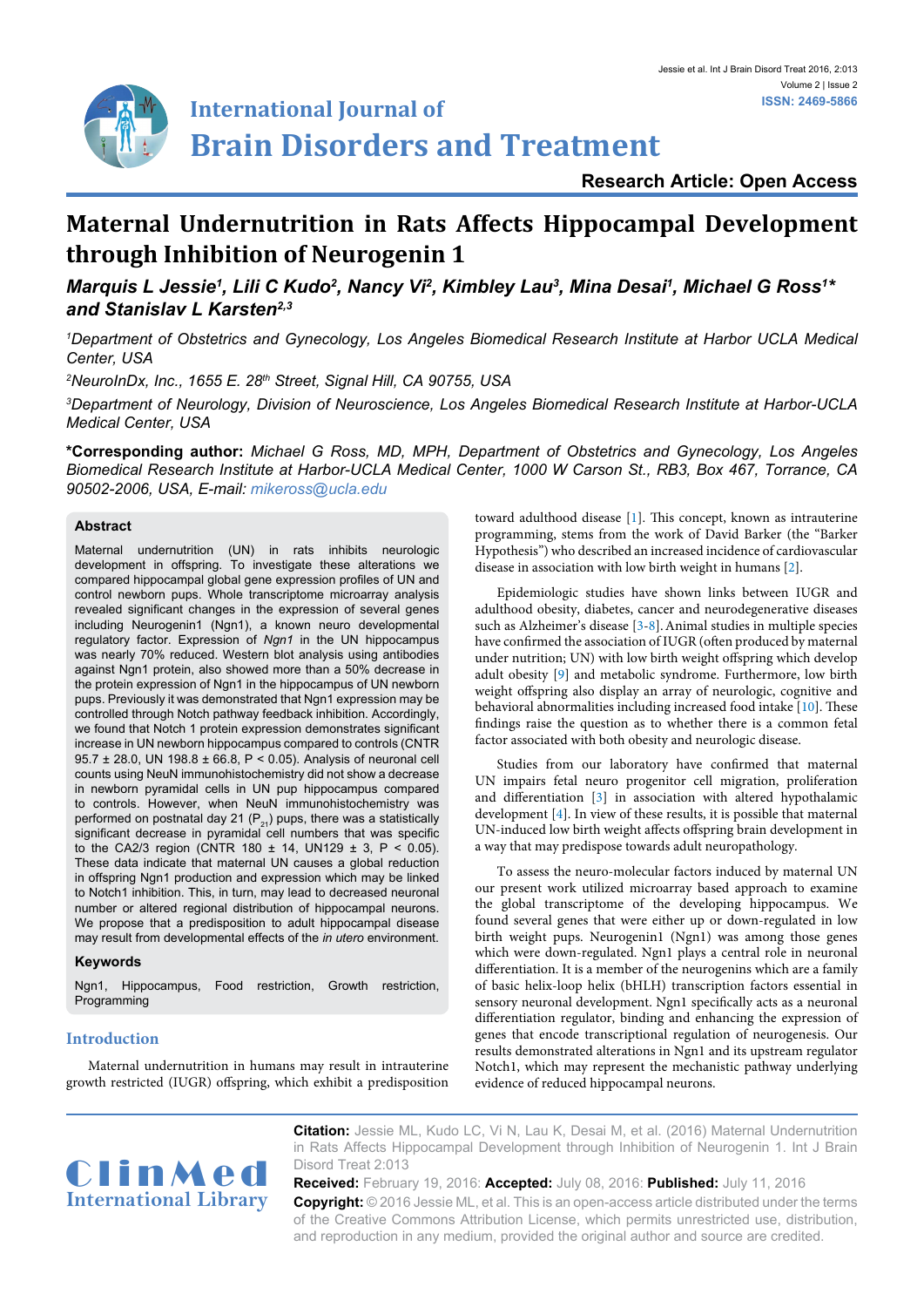# Maternal Undernutrition in Rats Affects Hippocampal Development through Inhibition of Neurogenin 1

***Marquis L Jessie[1], Lili C Kudo[2], Nancy Vi[2], Kimbley Lau[3], Mina Desai[1], Michael G Ross[1]\* and Stanislav L Karsten[2,3]***

*[1]Department of Obstetrics and Gynecology, Los Angeles Biomedical Research Institute at Harbor UCLA Medical Center, USA*

*[2]NeuroInDx, Inc., 1655 E. 28th Street, Signal Hill, CA 90755, USA*

*[3]Department of Neurology, Division of Neuroscience, Los Angeles Biomedical Research Institute at Harbor-UCLA Medical Center, USA*

**\*Corresponding author:** *Michael G Ross, MD, MPH, Department of Obstetrics and Gynecology, Los Angeles Biomedical Research Institute at Harbor-UCLA Medical Center, 1000 W Carson St., RB3, Box 467, Torrance, CA 90502-2006, USA, E-mail: mikeross@ucla.edu*

## Abstract

Maternal undernutrition (UN) in rats inhibits neurologic development in offspring. To investigate these alterations we compared hippocampal global gene expression profiles of UN and control newborn pups. Whole transcriptome microarray analysis revealed significant changes in the expression of several genes including Neurogenin1 (Ngn1), a known neuro developmental regulatory factor. Expression of *Ngn1* in the UN hippocampus was nearly 70% reduced. Western blot analysis using antibodies against Ngn1 protein, also showed more than a 50% decrease in the protein expression of Ngn1 in the hippocampus of UN newborn pups. Previously it was demonstrated that Ngn1 expression may be controlled through Notch pathway feedback inhibition. Accordingly, we found that Notch 1 protein expression demonstrates significant increase in UN newborn hippocampus compared to controls (CNTR 95.7 ± 28.0, UN 198.8 ± 66.8, $P < 0.05$). Analysis of neuronal cell counts using NeuN immunohistochemistry did not show a decrease in newborn pyramidal cells in UN pup hippocampus compared to controls. However, when NeuN immunohistochemistry was performed on postnatal day 21 ($P_{21}$) pups, there was a statistically significant decrease in pyramidal cell numbers that was specific to the CA2/3 region (CNTR 180 ± 14, UN129 ± 3, $P < 0.05$). These data indicate that maternal UN causes a global reduction in offspring Ngn1 production and expression which may be linked to Notch1 inhibition. This, in turn, may lead to decreased neuronal number or altered regional distribution of hippocampal neurons. We propose that a predisposition to adult hippocampal disease may result from developmental effects of the *in utero* environment.

### Keywords

Ngn1, Hippocampus, Food restriction, Growth restriction, Programming

## Introduction

Maternal undernutrition in humans may result in intrauterine growth restricted (IUGR) offspring, which exhibit a predisposition toward adulthood disease [1]. This concept, known as intrauterine programming, stems from the work of David Barker (the "Barker Hypothesis") who described an increased incidence of cardiovascular disease in association with low birth weight in humans [2].

Epidemiologic studies have shown links between IUGR and adulthood obesity, diabetes, cancer and neurodegenerative diseases such as Alzheimer's disease [3-8]. Animal studies in multiple species have confirmed the association of IUGR (often produced by maternal under nutrition; UN) with low birth weight offspring which develop adult obesity [9] and metabolic syndrome. Furthermore, low birth weight offspring also display an array of neurologic, cognitive and behavioral abnormalities including increased food intake [10]. These findings raise the question as to whether there is a common fetal factor associated with both obesity and neurologic disease.

Studies from our laboratory have confirmed that maternal UN impairs fetal neuro progenitor cell migration, proliferation and differentiation [3] in association with altered hypothalamic development [4]. In view of these results, it is possible that maternal UN-induced low birth weight affects offspring brain development in a way that may predispose towards adult neuropathology.

To assess the neuro-molecular factors induced by maternal UN our present work utilized microarray based approach to examine the global transcriptome of the developing hippocampus. We found several genes that were either up or down-regulated in low birth weight pups. Neurogenin1 (Ngn1) was among those genes which were down-regulated. Ngn1 plays a central role in neuronal differentiation. It is a member of the neurogenins which are a family of basic helix-loop helix (bHLH) transcription factors essential in sensory neuronal development. Ngn1 specifically acts as a neuronal differentiation regulator, binding and enhancing the expression of genes that encode transcriptional regulation of neurogenesis. Our results demonstrated alterations in Ngn1 and its upstream regulator Notch1, which may represent the mechanistic pathway underlying evidence of reduced hippocampal neurons.

**Citation:** Jessie ML, Kudo LC, Vi N, Lau K, Desai M, et al. (2016) Maternal Undernutrition in Rats Affects Hippocampal Development through Inhibition of Neurogenin 1. Int J Brain Disord Treat 2:013

**Received:** February 19, 2016: **Accepted:** July 08, 2016: **Published:** July 11, 2016

**Copyright:** © 2016 Jessie ML, et al. This is an open-access article distributed under the terms of the Creative Commons Attribution License, which permits unrestricted use, distribution, and reproduction in any medium, provided the original author and source are credited.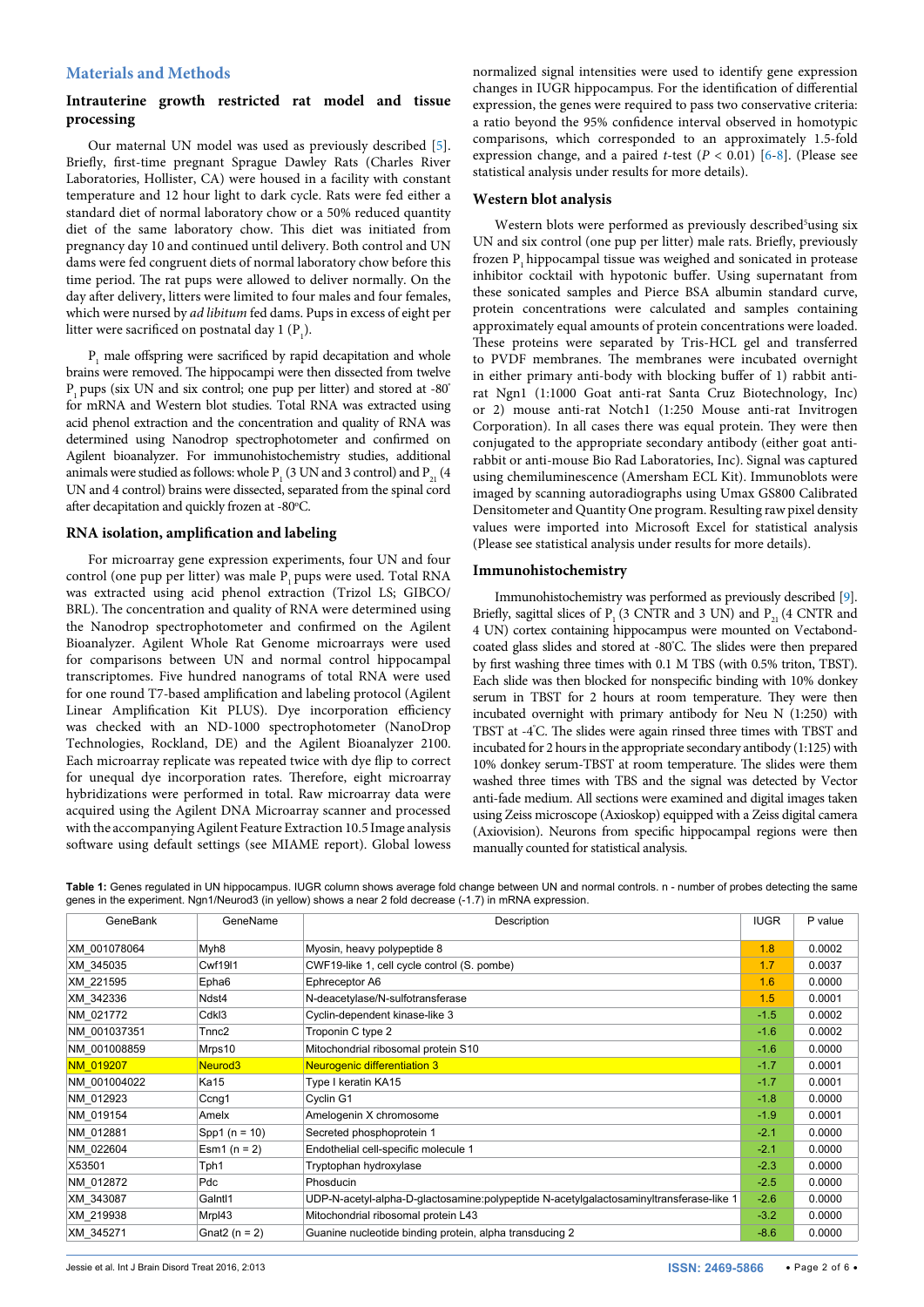## Materials and Methods

### Intrauterine growth restricted rat model and tissue processing

Our maternal UN model was used as previously described [5]. Briefly, first-time pregnant Sprague Dawley Rats (Charles River Laboratories, Hollister, CA) were housed in a facility with constant temperature and 12 hour light to dark cycle. Rats were fed either a standard diet of normal laboratory chow or a 50% reduced quantity diet of the same laboratory chow. This diet was initiated from pregnancy day 10 and continued until delivery. Both control and UN dams were fed congruent diets of normal laboratory chow before this time period. The rat pups were allowed to deliver normally. On the day after delivery, litters were limited to four males and four females, which were nursed by *ad libitum* fed dams. Pups in excess of eight per litter were sacrificed on postnatal day 1 ($P_1$).

$P_1$ male offspring were sacrificed by rapid decapitation and whole brains were removed. The hippocampi were then dissected from twelve $P_1$ pups (six UN and six control; one pup per litter) and stored at -80° for mRNA and Western blot studies. Total RNA was extracted using acid phenol extraction and the concentration and quality of RNA was determined using Nanodrop spectrophotometer and confirmed on Agilent bioanalyzer. For immunohistochemistry studies, additional animals were studied as follows: whole $P_1$ (3 UN and 3 control) and $P_{21}$ (4 UN and 4 control) brains were dissected, separated from the spinal cord after decapitation and quickly frozen at -80°C.

### RNA isolation, amplification and labeling

For microarray gene expression experiments, four UN and four control (one pup per litter) was male $P_1$ pups were used. Total RNA was extracted using acid phenol extraction (Trizol LS; GIBCO/BRL). The concentration and quality of RNA were determined using the Nanodrop spectrophotometer and confirmed on the Agilent Bioanalyzer. Agilent Whole Rat Genome microarrays were used for comparisons between UN and normal control hippocampal transcriptomes. Five hundred nanograms of total RNA were used for one round T7-based amplification and labeling protocol (Agilent Linear Amplification Kit PLUS). Dye incorporation efficiency was checked with an ND-1000 spectrophotometer (NanoDrop Technologies, Rockland, DE) and the Agilent Bioanalyzer 2100. Each microarray replicate was repeated twice with dye flip to correct for unequal dye incorporation rates. Therefore, eight microarray hybridizations were performed in total. Raw microarray data were acquired using the Agilent DNA Microarray scanner and processed with the accompanying Agilent Feature Extraction 10.5 Image analysis software using default settings (see MIAME report). Global lowess normalized signal intensities were used to identify gene expression changes in IUGR hippocampus. For the identification of differential expression, the genes were required to pass two conservative criteria: a ratio beyond the 95% confidence interval observed in homotypic comparisons, which corresponded to an approximately 1.5-fold expression change, and a paired *t*-test ($P < 0.01$) [6-8]. (Please see statistical analysis under results for more details).

### Western blot analysis

Western blots were performed as previously described[5]using six UN and six control (one pup per litter) male rats. Briefly, previously frozen $P_1$ hippocampal tissue was weighed and sonicated in protease inhibitor cocktail with hypotonic buffer. Using supernatant from these sonicated samples and Pierce BSA albumin standard curve, protein concentrations were calculated and samples containing approximately equal amounts of protein concentrations were loaded. These proteins were separated by Tris-HCL gel and transferred to PVDF membranes. The membranes were incubated overnight in either primary anti-body with blocking buffer of 1) rabbit anti-rat Ngn1 (1:1000 Goat anti-rat Santa Cruz Biotechnology, Inc) or 2) mouse anti-rat Notch1 (1:250 Mouse anti-rat Invitrogen Corporation). In all cases there was equal protein. They were then conjugated to the appropriate secondary antibody (either goat anti-rabbit or anti-mouse Bio Rad Laboratories, Inc). Signal was captured using chemiluminescence (Amersham ECL Kit). Immunoblots were imaged by scanning autoradiographs using Umax GS800 Calibrated Densitometer and Quantity One program. Resulting raw pixel density values were imported into Microsoft Excel for statistical analysis (Please see statistical analysis under results for more details).

### Immunohistochemistry

Immunohistochemistry was performed as previously described [9]. Briefly, sagittal slices of $P_1$ (3 CNTR and 3 UN) and $P_{21}$ (4 CNTR and 4 UN) cortex containing hippocampus were mounted on Vectabond-coated glass slides and stored at -80°C. The slides were then prepared by first washing three times with 0.1 M TBS (with 0.5% triton, TBST). Each slide was then blocked for nonspecific binding with 10% donkey serum in TBST for 2 hours at room temperature. They were then incubated overnight with primary antibody for Neu N (1:250) with TBST at -4°C. The slides were again rinsed three times with TBST and incubated for 2 hours in the appropriate secondary antibody (1:125) with 10% donkey serum-TBST at room temperature. The slides were them washed three times with TBS and the signal was detected by Vector anti-fade medium. All sections were examined and digital images taken using Zeiss microscope (Axioskop) equipped with a Zeiss digital camera (Axiovision). Neurons from specific hippocampal regions were then manually counted for statistical analysis.

**Table 1:** Genes regulated in UN hippocampus. IUGR column shows average fold change between UN and normal controls. n - number of probes detecting the same genes in the experiment. Ngn1/Neurod3 (in yellow) shows a near 2 fold decrease (-1.7) in mRNA expression.

| GeneBank | GeneName | Description | IUGR | P value |
|---|---|---|---|---|
| XM_001078064 | Myh8 | Myosin, heavy polypeptide 8 | 1.8 | 0.0002 |
| XM_345035 | Cwf19l1 | CWF19-like 1, cell cycle control (S. pombe) | 1.7 | 0.0037 |
| XM_221595 | Epha6 | Ephreceptor A6 | 1.6 | 0.0000 |
| XM_342336 | Ndst4 | N-deacetylase/N-sulfotransferase | 1.5 | 0.0001 |
| NM_021772 | Cdkl3 | Cyclin-dependent kinase-like 3 | -1.5 | 0.0002 |
| NM_001037351 | Tnnc2 | Troponin C type 2 | -1.6 | 0.0002 |
| NM_001008859 | Mrps10 | Mitochondrial ribosomal protein S10 | -1.6 | 0.0000 |
| NM_019207 | Neurod3 | Neurogenic differentiation 3 | -1.7 | 0.0001 |
| NM_001004022 | Ka15 | Type I keratin KA15 | -1.7 | 0.0001 |
| NM_012923 | Ccng1 | Cyclin G1 | -1.8 | 0.0000 |
| NM_019154 | Amelx | Amelogenin X chromosome | -1.9 | 0.0001 |
| NM_012881 | Spp1 (n = 10) | Secreted phosphoprotein 1 | -2.1 | 0.0000 |
| NM_022604 | Esm1 (n = 2) | Endothelial cell-specific molecule 1 | -2.1 | 0.0000 |
| X53501 | Tph1 | Tryptophan hydroxylase | -2.3 | 0.0000 |
| NM_012872 | Pdc | Phosducin | -2.5 | 0.0000 |
| XM_343087 | Galntl1 | UDP-N-acetyl-alpha-D-glactosamine:polypeptide N-acetylgalactosaminyltransferase-like 1 | -2.6 | 0.0000 |
| XM_219938 | Mrpl43 | Mitochondrial ribosomal protein L43 | -3.2 | 0.0000 |
| XM_345271 | Gnat2 (n = 2) | Guanine nucleotide binding protein, alpha transducing 2 | -8.6 | 0.0000 |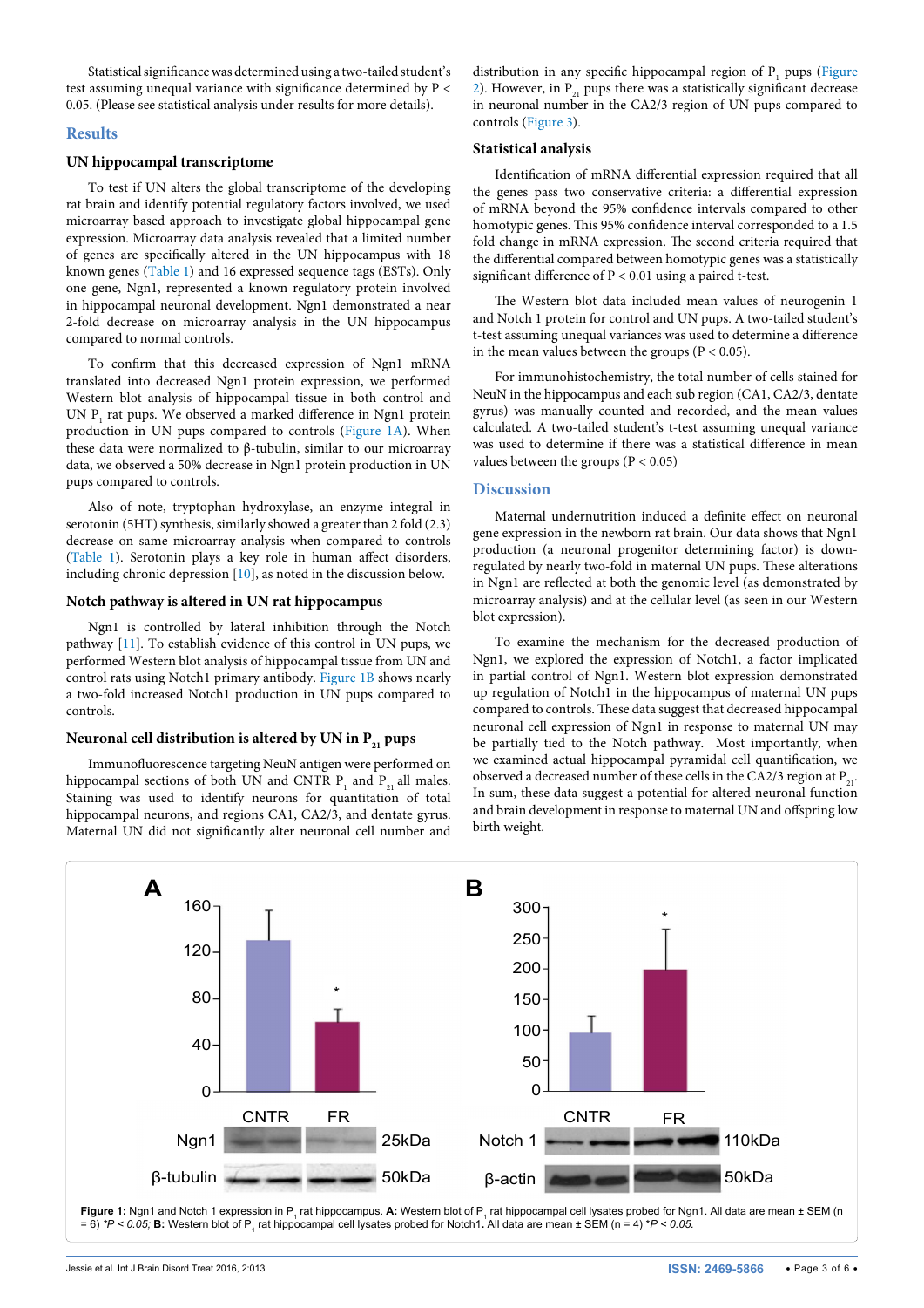Statistical significance was determined using a two-tailed student's test assuming unequal variance with significance determined by $P < 0.05$. (Please see statistical analysis under results for more details).

## Results

### UN hippocampal transcriptome

To test if UN alters the global transcriptome of the developing rat brain and identify potential regulatory factors involved, we used microarray based approach to investigate global hippocampal gene expression. Microarray data analysis revealed that a limited number of genes are specifically altered in the UN hippocampus with 18 known genes (Table 1) and 16 expressed sequence tags (ESTs). Only one gene, Ngn1, represented a known regulatory protein involved in hippocampal neuronal development. Ngn1 demonstrated a near 2-fold decrease on microarray analysis in the UN hippocampus compared to normal controls.

To confirm that this decreased expression of Ngn1 mRNA translated into decreased Ngn1 protein expression, we performed Western blot analysis of hippocampal tissue in both control and UN $P_1$ rat pups. We observed a marked difference in Ngn1 protein production in UN pups compared to controls (Figure 1A). When these data were normalized to β-tubulin, similar to our microarray data, we observed a 50% decrease in Ngn1 protein production in UN pups compared to controls.

Also of note, tryptophan hydroxylase, an enzyme integral in serotonin (5HT) synthesis, similarly showed a greater than 2 fold (2.3) decrease on same microarray analysis when compared to controls (Table 1). Serotonin plays a key role in human affect disorders, including chronic depression [10], as noted in the discussion below.

### Notch pathway is altered in UN rat hippocampus

Ngn1 is controlled by lateral inhibition through the Notch pathway [11]. To establish evidence of this control in UN pups, we performed Western blot analysis of hippocampal tissue from UN and control rats using Notch1 primary antibody. Figure 1B shows nearly a two-fold increased Notch1 production in UN pups compared to controls.

### Neuronal cell distribution is altered by UN in $P_{21}$ pups

Immunofluorescence targeting NeuN antigen were performed on hippocampal sections of both UN and CNTR $P_1$ and $P_{21}$ all males. Staining was used to identify neurons for quantitation of total hippocampal neurons, and regions CA1, CA2/3, and dentate gyrus. Maternal UN did not significantly alter neuronal cell number and distribution in any specific hippocampal region of $P_1$ pups (Figure 2). However, in $P_{21}$ pups there was a statistically significant decrease in neuronal number in the CA2/3 region of UN pups compared to controls (Figure 3).

### Statistical analysis

Identification of mRNA differential expression required that all the genes pass two conservative criteria: a differential expression of mRNA beyond the 95% confidence intervals compared to other homotypic genes. This 95% confidence interval corresponded to a 1.5 fold change in mRNA expression. The second criteria required that the differential compared between homotypic genes was a statistically significant difference of $P < 0.01$ using a paired t-test.

The Western blot data included mean values of neurogenin 1 and Notch 1 protein for control and UN pups. A two-tailed student's t-test assuming unequal variances was used to determine a difference in the mean values between the groups ($P < 0.05$).

For immunohistochemistry, the total number of cells stained for NeuN in the hippocampus and each sub region (CA1, CA2/3, dentate gyrus) was manually counted and recorded, and the mean values calculated. A two-tailed student's t-test assuming unequal variance was used to determine if there was a statistical difference in mean values between the groups ($P < 0.05$)

## Discussion

Maternal undernutrition induced a definite effect on neuronal gene expression in the newborn rat brain. Our data shows that Ngn1 production (a neuronal progenitor determining factor) is down-regulated by nearly two-fold in maternal UN pups. These alterations in Ngn1 are reflected at both the genomic level (as demonstrated by microarray analysis) and at the cellular level (as seen in our Western blot expression).

To examine the mechanism for the decreased production of Ngn1, we explored the expression of Notch1, a factor implicated in partial control of Ngn1. Western blot expression demonstrated up regulation of Notch1 in the hippocampus of maternal UN pups compared to controls. These data suggest that decreased hippocampal neuronal cell expression of Ngn1 in response to maternal UN may be partially tied to the Notch pathway. Most importantly, when we examined actual hippocampal pyramidal cell quantification, we observed a decreased number of these cells in the CA2/3 region at $P_{21}$. In sum, these data suggest a potential for altered neuronal function and brain development in response to maternal UN and offspring low birth weight.

**Figure 1:** Ngn1 and Notch 1 expression in $P_1$ rat hippocampus. **A:** Western blot of $P_1$ rat hippocampal cell lysates probed for Ngn1. All data are mean ± SEM (n = 6) *$P < 0.05$; **B:** Western blot of $P_1$ rat hippocampal cell lysates probed for Notch1. All data are mean ± SEM (n = 4) *$P < 0.05$.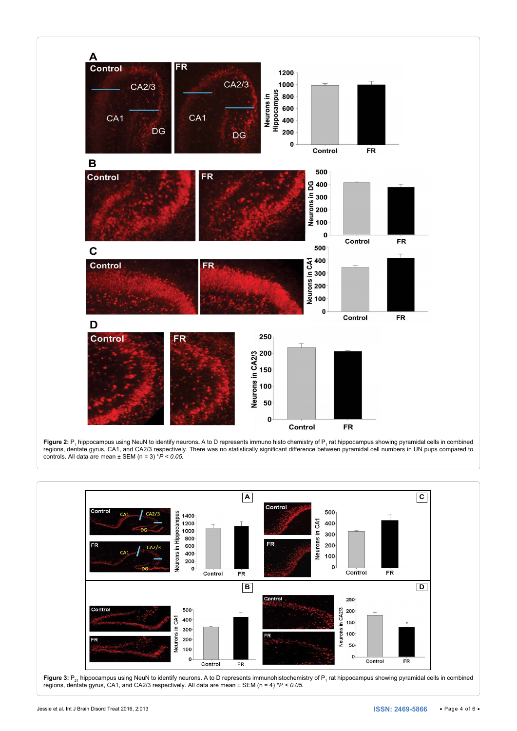**Figure 2:** $P_1$ hippocampus using NeuN to identify neurons. A to D represents immuno histo chemistry of $P_1$ rat hippocampus showing pyramidal cells in combined regions, dentate gyrus, CA1, and CA2/3 respectively. There was no statistically significant difference between pyramidal cell numbers in UN pups compared to controls. All data are mean ± SEM (n = 3) **P < 0.05.*

**Figure 3:** $P_{21}$ hippocampus using NeuN to identify neurons. A to D represents immunohistochemistry of $P_1$ rat hippocampus showing pyramidal cells in combined regions, dentate gyrus, CA1, and CA2/3 respectively. All data are mean ± SEM (n = 4) **P < 0.05.*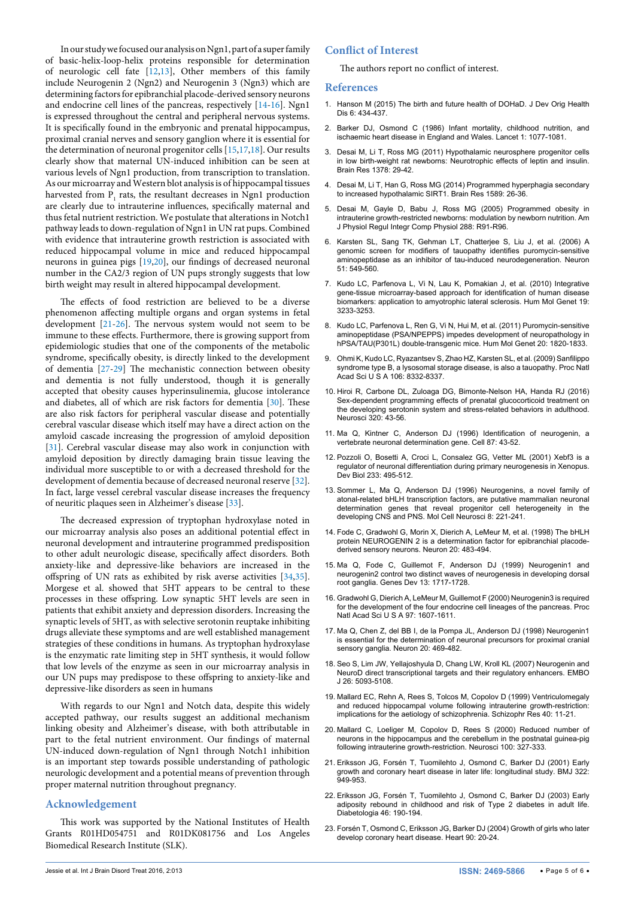In our study we focused our analysis on Ngn1, part of a super family of basic-helix-loop-helix proteins responsible for determination of neurologic cell fate [12,13], Other members of this family include Neurogenin 2 (Ngn2) and Neurogenin 3 (Ngn3) which are determining factors for epibranchial placode-derived sensory neurons and endocrine cell lines of the pancreas, respectively [14-16]. Ngn1 is expressed throughout the central and peripheral nervous systems. It is specifically found in the embryonic and prenatal hippocampus, proximal cranial nerves and sensory ganglion where it is essential for the determination of neuronal progenitor cells [15,17,18]. Our results clearly show that maternal UN-induced inhibition can be seen at various levels of Ngn1 production, from transcription to translation. As our microarray and Western blot analysis is of hippocampal tissues harvested from $P_1$ rats, the resultant decreases in Ngn1 production are clearly due to intrauterine influences, specifically maternal and thus fetal nutrient restriction. We postulate that alterations in Notch1 pathway leads to down-regulation of Ngn1 in UN rat pups. Combined with evidence that intrauterine growth restriction is associated with reduced hippocampal volume in mice and reduced hippocampal neurons in guinea pigs [19,20], our findings of decreased neuronal number in the CA2/3 region of UN pups strongly suggests that low birth weight may result in altered hippocampal development.

The effects of food restriction are believed to be a diverse phenomenon affecting multiple organs and organ systems in fetal development [21-26]. The nervous system would not seem to be immune to these effects. Furthermore, there is growing support from epidemiologic studies that one of the components of the metabolic syndrome, specifically obesity, is directly linked to the development of dementia [27-29] The mechanistic connection between obesity and dementia is not fully understood, though it is generally accepted that obesity causes hyperinsulinemia, glucose intolerance and diabetes, all of which are risk factors for dementia [30]. These are also risk factors for peripheral vascular disease and potentially cerebral vascular disease which itself may have a direct action on the amyloid cascade increasing the progression of amyloid deposition [31]. Cerebral vascular disease may also work in conjunction with amyloid deposition by directly damaging brain tissue leaving the individual more susceptible to or with a decreased threshold for the development of dementia because of decreased neuronal reserve [32]. In fact, large vessel cerebral vascular disease increases the frequency of neuritic plaques seen in Alzheimer's disease [33].

The decreased expression of tryptophan hydroxylase noted in our microarray analysis also poses an additional potential effect in neuronal development and intrauterine programmed predisposition to other adult neurologic disease, specifically affect disorders. Both anxiety-like and depressive-like behaviors are increased in the offspring of UN rats as exhibited by risk averse activities [34,35]. Morgese et al. showed that 5HT appears to be central to these processes in these offspring. Low synaptic 5HT levels are seen in patients that exhibit anxiety and depression disorders. Increasing the synaptic levels of 5HT, as with selective serotonin reuptake inhibiting drugs alleviate these symptoms and are well established management strategies of these conditions in humans. As tryptophan hydroxylase is the enzymatic rate limiting step in 5HT synthesis, it would follow that low levels of the enzyme as seen in our microarray analysis in our UN pups may predispose to these offspring to anxiety-like and depressive-like disorders as seen in humans

With regards to our Ngn1 and Notch data, despite this widely accepted pathway, our results suggest an additional mechanism linking obesity and Alzheimer's disease, with both attributable in part to the fetal nutrient environment. Our findings of maternal UN-induced down-regulation of Ngn1 through Notch1 inhibition is an important step towards possible understanding of pathologic neurologic development and a potential means of prevention through proper maternal nutrition throughout pregnancy.

## Acknowledgement

This work was supported by the National Institutes of Health Grants R01HD054751 and R01DK081756 and Los Angeles Biomedical Research Institute (SLK).

## Conflict of Interest

The authors report no conflict of interest.

## References

1. Hanson M (2015) The birth and future health of DOHaD. J Dev Orig Health Dis 6: 434-437.
2. Barker DJ, Osmond C (1986) Infant mortality, childhood nutrition, and ischaemic heart disease in England and Wales. Lancet 1: 1077-1081.
3. Desai M, Li T, Ross MG (2011) Hypothalamic neurosphere progenitor cells in low birth-weight rat newborns: Neurotrophic effects of leptin and insulin. Brain Res 1378: 29-42.
4. Desai M, Li T, Han G, Ross MG (2014) Programmed hyperphagia secondary to increased hypothalamic SIRT1. Brain Res 1589: 26-36.
5. Desai M, Gayle D, Babu J, Ross MG (2005) Programmed obesity in intrauterine growth-restricted newborns: modulation by newborn nutrition. Am J Physiol Regul Integr Comp Physiol 288: R91-R96.
6. Karsten SL, Sang TK, Gehman LT, Chatterjee S, Liu J, et al. (2006) A genomic screen for modifiers of tauopathy identifies puromycin-sensitive aminopeptidase as an inhibitor of tau-induced neurodegeneration. Neuron 51: 549-560.
7. Kudo LC, Parfenova L, Vi N, Lau K, Pomakian J, et al. (2010) Integrative gene-tissue microarray-based approach for identification of human disease biomarkers: application to amyotrophic lateral sclerosis. Hum Mol Genet 19: 3233-3253.
8. Kudo LC, Parfenova L, Ren G, Vi N, Hui M, et al. (2011) Puromycin-sensitive aminopeptidase (PSA/NPEPPS) impedes development of neuropathology in hPSA/TAU(P301L) double-transgenic mice. Hum Mol Genet 20: 1820-1833.
9. Ohmi K, Kudo LC, Ryazantsev S, Zhao HZ, Karsten SL, et al. (2009) Sanfilippo syndrome type B, a lysosomal storage disease, is also a tauopathy. Proc Natl Acad Sci U S A 106: 8332-8337.
10. Hiroi R, Carbone DL, Zuloaga DG, Bimonte-Nelson HA, Handa RJ (2016) Sex-dependent programming effects of prenatal glucocorticoid treatment on the developing serotonin system and stress-related behaviors in adulthood. Neurosci 320: 43-56.
11. Ma Q, Kintner C, Anderson DJ (1996) Identification of neurogenin, a vertebrate neuronal determination gene. Cell 87: 43-52.
12. Pozzoli O, Bosetti A, Croci L, Consalez GG, Vetter ML (2001) Xebf3 is a regulator of neuronal differentiation during primary neurogenesis in Xenopus. Dev Biol 233: 495-512.
13. Sommer L, Ma Q, Anderson DJ (1996) Neurogenins, a novel family of atonal-related bHLH transcription factors, are putative mammalian neuronal determination genes that reveal progenitor cell heterogeneity in the developing CNS and PNS. Mol Cell Neurosci 8: 221-241.
14. Fode C, Gradwohl G, Morin X, Dierich A, LeMeur M, et al. (1998) The bHLH protein NEUROGENIN 2 is a determination factor for epibranchial placode-derived sensory neurons. Neuron 20: 483-494.
15. Ma Q, Fode C, Guillemot F, Anderson DJ (1999) Neurogenin1 and neurogenin2 control two distinct waves of neurogenesis in developing dorsal root ganglia. Genes Dev 13: 1717-1728.
16. Gradwohl G, Dierich A, LeMeur M, Guillemot F (2000) Neurogenin3 is required for the development of the four endocrine cell lineages of the pancreas. Proc Natl Acad Sci U S A 97: 1607-1611.
17. Ma Q, Chen Z, del BB I, de la Pompa JL, Anderson DJ (1998) Neurogenin1 is essential for the determination of neuronal precursors for proximal cranial sensory ganglia. Neuron 20: 469-482.
18. Seo S, Lim JW, Yellajoshyula D, Chang LW, Kroll KL (2007) Neurogenin and NeuroD direct transcriptional targets and their regulatory enhancers. EMBO J 26: 5093-5108.
19. Mallard EC, Rehn A, Rees S, Tolcos M, Copolov D (1999) Ventriculomegaly and reduced hippocampal volume following intrauterine growth-restriction: implications for the aetiology of schizophrenia. Schizophr Res 40: 11-21.
20. Mallard C, Loeliger M, Copolov D, Rees S (2000) Reduced number of neurons in the hippocampus and the cerebellum in the postnatal guinea-pig following intrauterine growth-restriction. Neurosci 100: 327-333.
21. Eriksson JG, Forsén T, Tuomilehto J, Osmond C, Barker DJ (2001) Early growth and coronary heart disease in later life: longitudinal study. BMJ 322: 949-953.
22. Eriksson JG, Forsén T, Tuomilehto J, Osmond C, Barker DJ (2003) Early adiposity rebound in childhood and risk of Type 2 diabetes in adult life. Diabetologia 46: 190-194.
23. Forsén T, Osmond C, Eriksson JG, Barker DJ (2004) Growth of girls who later develop coronary heart disease. Heart 90: 20-24.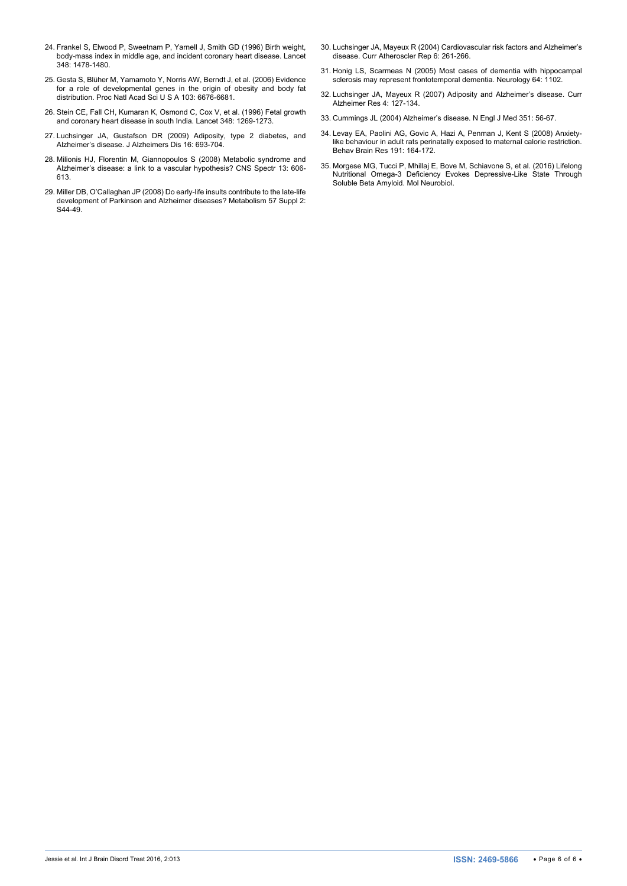24. Frankel S, Elwood P, Sweetnam P, Yarnell J, Smith GD (1996) Birth weight, body-mass index in middle age, and incident coronary heart disease. Lancet 348: 1478-1480.

25. Gesta S, Blüher M, Yamamoto Y, Norris AW, Berndt J, et al. (2006) Evidence for a role of developmental genes in the origin of obesity and body fat distribution. Proc Natl Acad Sci U S A 103: 6676-6681.

26. Stein CE, Fall CH, Kumaran K, Osmond C, Cox V, et al. (1996) Fetal growth and coronary heart disease in south India. Lancet 348: 1269-1273.

27. Luchsinger JA, Gustafson DR (2009) Adiposity, type 2 diabetes, and Alzheimer's disease. J Alzheimers Dis 16: 693-704.

28. Milionis HJ, Florentin M, Giannopoulos S (2008) Metabolic syndrome and Alzheimer's disease: a link to a vascular hypothesis? CNS Spectr 13: 606-613.

29. Miller DB, O'Callaghan JP (2008) Do early-life insults contribute to the late-life development of Parkinson and Alzheimer diseases? Metabolism 57 Suppl 2: S44-49.

30. Luchsinger JA, Mayeux R (2004) Cardiovascular risk factors and Alzheimer's disease. Curr Atheroscler Rep 6: 261-266.

31. Honig LS, Scarmeas N (2005) Most cases of dementia with hippocampal sclerosis may represent frontotemporal dementia. Neurology 64: 1102.

32. Luchsinger JA, Mayeux R (2007) Adiposity and Alzheimer's disease. Curr Alzheimer Res 4: 127-134.

33. Cummings JL (2004) Alzheimer's disease. N Engl J Med 351: 56-67.

34. Levay EA, Paolini AG, Govic A, Hazi A, Penman J, Kent S (2008) Anxiety-like behaviour in adult rats perinatally exposed to maternal calorie restriction. Behav Brain Res 191: 164-172.

35. Morgese MG, Tucci P, Mhillaj E, Bove M, Schiavone S, et al. (2016) Lifelong Nutritional Omega-3 Deficiency Evokes Depressive-Like State Through Soluble Beta Amyloid. Mol Neurobiol.